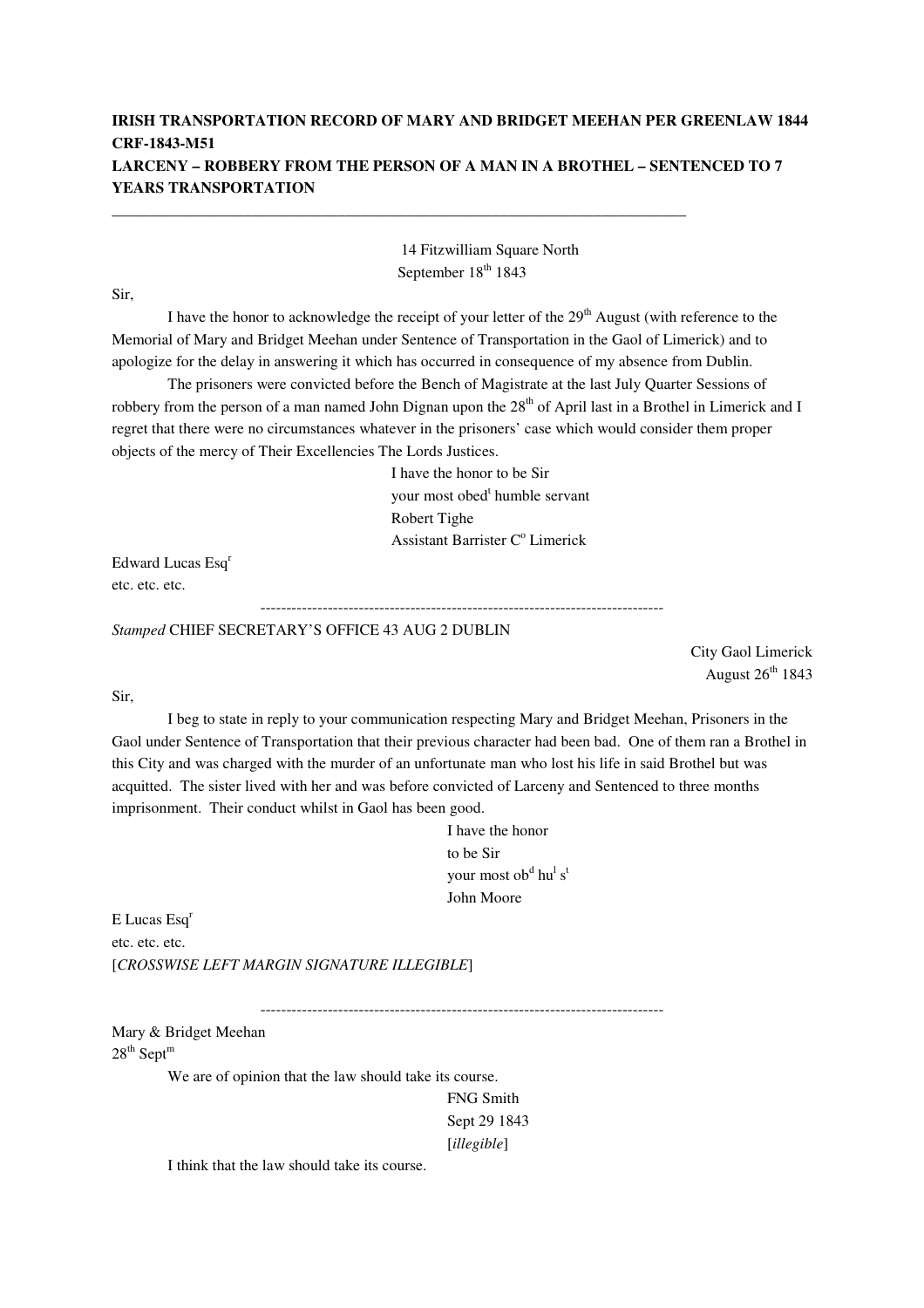**IRISH TRANSPORTATION RECORD OF MARY AND BRIDGET MEEHAN PER GREENLAW 1844**
**CRF-1843-M51**
**LARCENY – ROBBERY FROM THE PERSON OF A MAN IN A BROTHEL – SENTENCED TO 7 YEARS TRANSPORTATION**

---

14 Fitzwilliam Square North
September 18th 1843

Sir,

I have the honor to acknowledge the receipt of your letter of the 29th August (with reference to the Memorial of Mary and Bridget Meehan under Sentence of Transportation in the Gaol of Limerick) and to apologize for the delay in answering it which has occurred in consequence of my absence from Dublin.

The prisoners were convicted before the Bench of Magistrate at the last July Quarter Sessions of robbery from the person of a man named John Dignan upon the 28th of April last in a Brothel in Limerick and I regret that there were no circumstances whatever in the prisoners' case which would consider them proper objects of the mercy of Their Excellencies The Lords Justices.

I have the honor to be Sir
your most obedt humble servant
Robert Tighe
Assistant Barrister Co Limerick

Edward Lucas Esqr
etc. etc. etc.

---

*Stamped* CHIEF SECRETARY'S OFFICE 43 AUG 2 DUBLIN

City Gaol Limerick
August 26th 1843

Sir,

I beg to state in reply to your communication respecting Mary and Bridget Meehan, Prisoners in the Gaol under Sentence of Transportation that their previous character had been bad. One of them ran a Brothel in this City and was charged with the murder of an unfortunate man who lost his life in said Brothel but was acquitted. The sister lived with her and was before convicted of Larceny and Sentenced to three months imprisonment. Their conduct whilst in Gaol has been good.

I have the honor
to be Sir
your most obd hul st
John Moore

E Lucas Esqr
etc. etc. etc.
[*CROSSWISE LEFT MARGIN SIGNATURE ILLEGIBLE*]

---

Mary & Bridget Meehan
28th Septm

We are of opinion that the law should take its course.

FNG Smith
Sept 29 1843
[*illegible*]

I think that the law should take its course.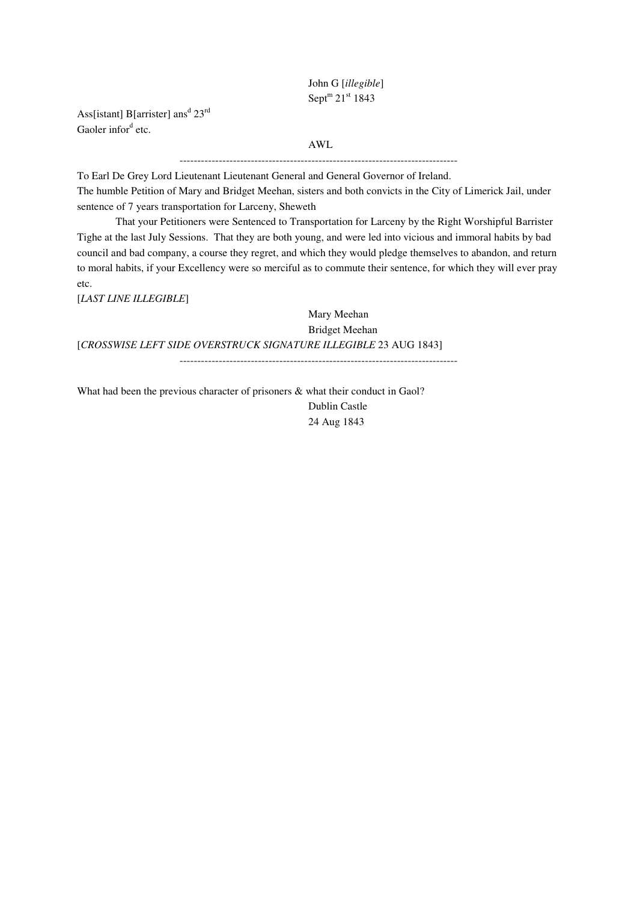John G [*illegible*]
Sept^m 21^st 1843

Ass[istant] B[arrister] ans^d 23^rd
Gaoler infor^d etc.

AWL

------------------------------------------------------------------------------

To Earl De Grey Lord Lieutenant Lieutenant General and General Governor of Ireland.
The humble Petition of Mary and Bridget Meehan, sisters and both convicts in the City of Limerick Jail, under sentence of 7 years transportation for Larceny, Sheweth

That your Petitioners were Sentenced to Transportation for Larceny by the Right Worshipful Barrister Tighe at the last July Sessions. That they are both young, and were led into vicious and immoral habits by bad council and bad company, a course they regret, and which they would pledge themselves to abandon, and return to moral habits, if your Excellency were so merciful as to commute their sentence, for which they will ever pray etc.

[*LAST LINE ILLEGIBLE*]

Mary Meehan
Bridget Meehan

[*CROSSWISE LEFT SIDE OVERSTRUCK SIGNATURE ILLEGIBLE* 23 AUG 1843]

------------------------------------------------------------------------------

What had been the previous character of prisoners & what their conduct in Gaol?

Dublin Castle
24 Aug 1843